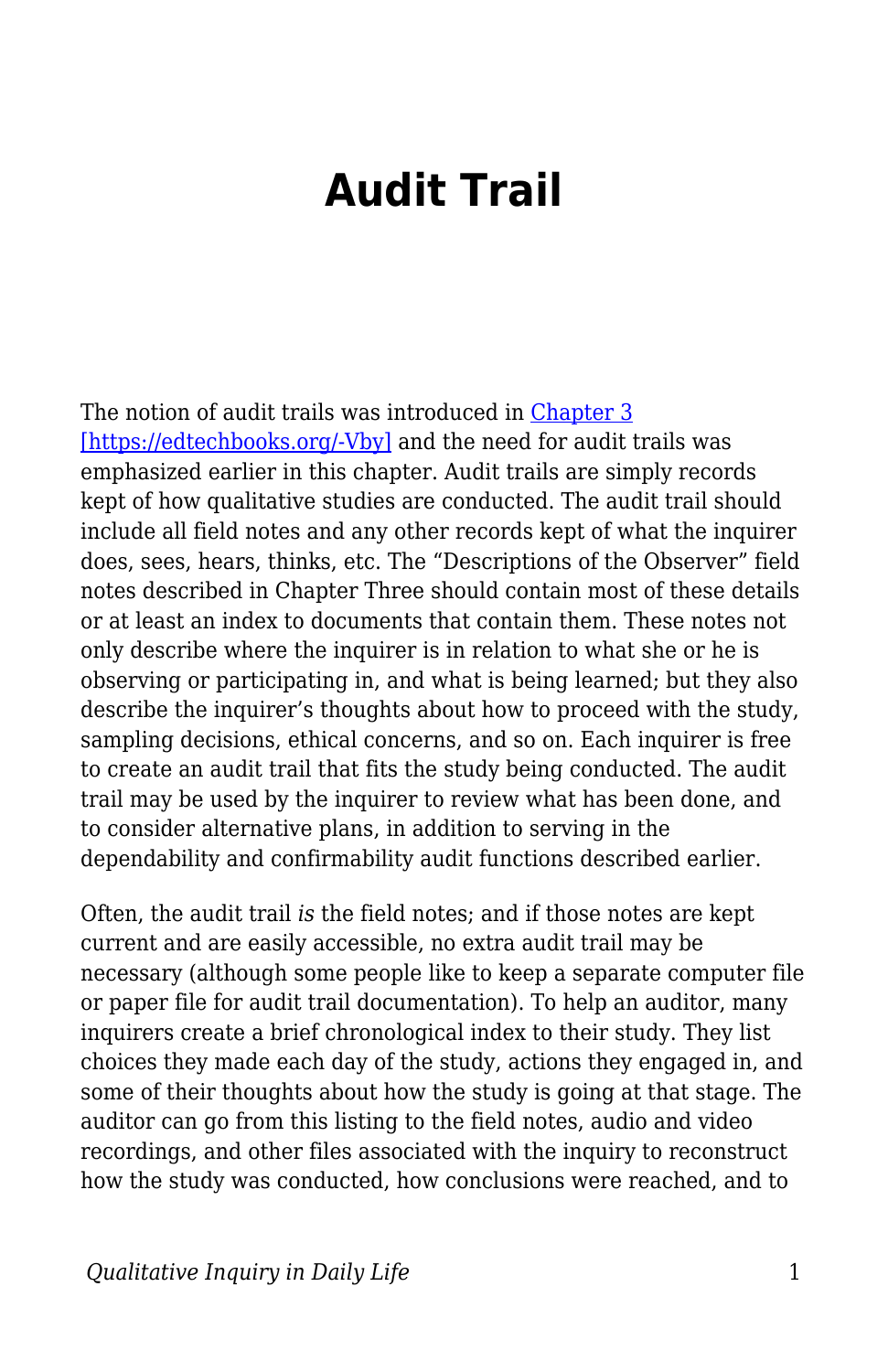# Audit Trail

The notion of audit trails was introduced in [Chapter 3](https://edtechbooks.org/-Vby) [https://edtechbooks.org/-Vby] and the need for audit trails was emphasized earlier in this chapter. Audit trails are simply records kept of how qualitative studies are conducted. The audit trail should include all field notes and any other records kept of what the inquirer does, sees, hears, thinks, etc. The "Descriptions of the Observer" field notes described in Chapter Three should contain most of these details or at least an index to documents that contain them. These notes not only describe where the inquirer is in relation to what she or he is observing or participating in, and what is being learned; but they also describe the inquirer's thoughts about how to proceed with the study, sampling decisions, ethical concerns, and so on. Each inquirer is free to create an audit trail that fits the study being conducted. The audit trail may be used by the inquirer to review what has been done, and to consider alternative plans, in addition to serving in the dependability and confirmability audit functions described earlier.

Often, the audit trail *is* the field notes; and if those notes are kept current and are easily accessible, no extra audit trail may be necessary (although some people like to keep a separate computer file or paper file for audit trail documentation). To help an auditor, many inquirers create a brief chronological index to their study. They list choices they made each day of the study, actions they engaged in, and some of their thoughts about how the study is going at that stage. The auditor can go from this listing to the field notes, audio and video recordings, and other files associated with the inquiry to reconstruct how the study was conducted, how conclusions were reached, and to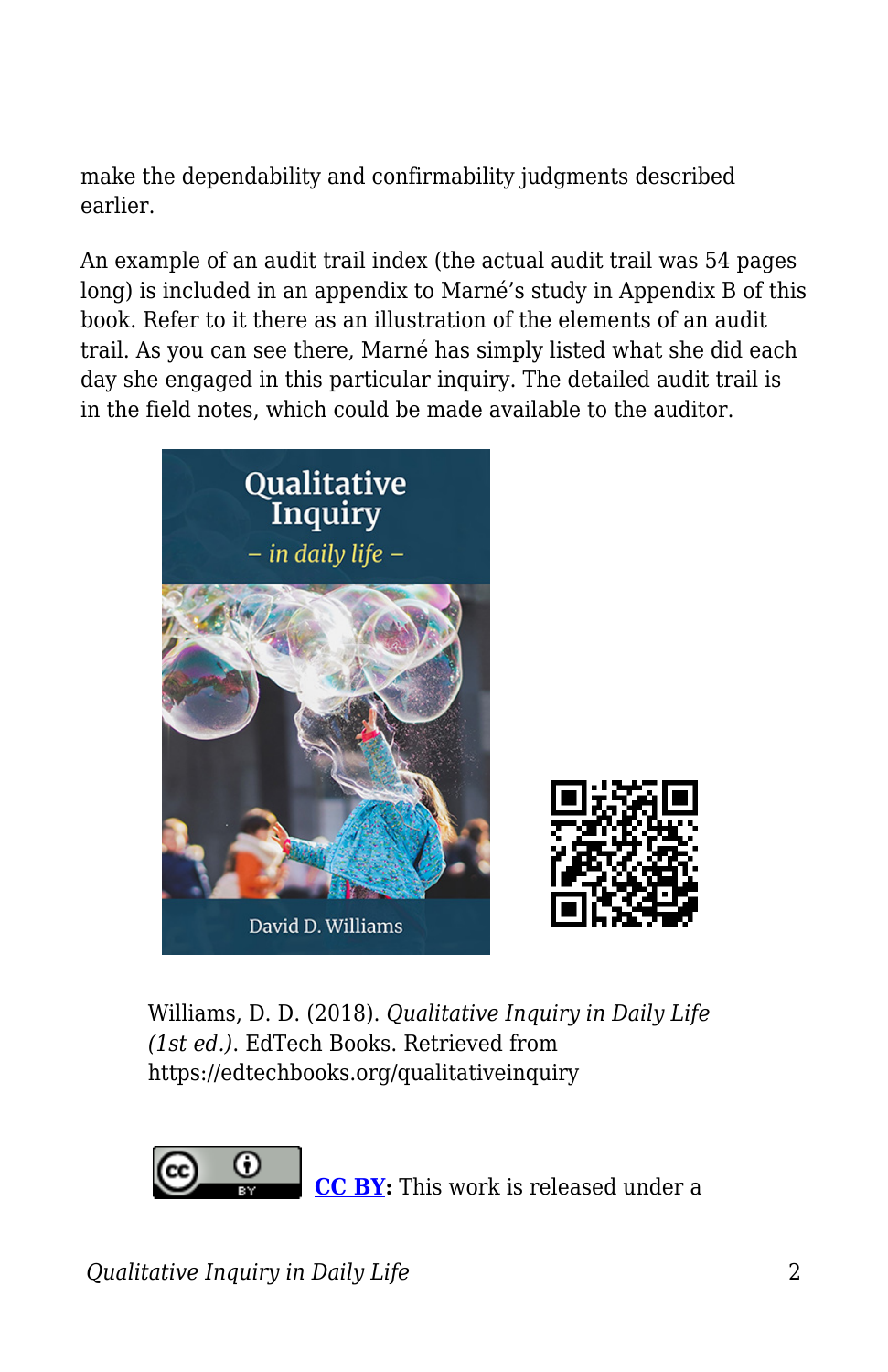make the dependability and confirmability judgments described earlier.

An example of an audit trail index (the actual audit trail was 54 pages long) is included in an appendix to Marné's study in Appendix B of this book. Refer to it there as an illustration of the elements of an audit trail. As you can see there, Marné has simply listed what she did each day she engaged in this particular inquiry. The detailed audit trail is in the field notes, which could be made available to the auditor.

Williams, D. D. (2018). *Qualitative Inquiry in Daily Life (1st ed.)*. EdTech Books. Retrieved from https://edtechbooks.org/qualitativeinquiry

**CC BY:** This work is released under a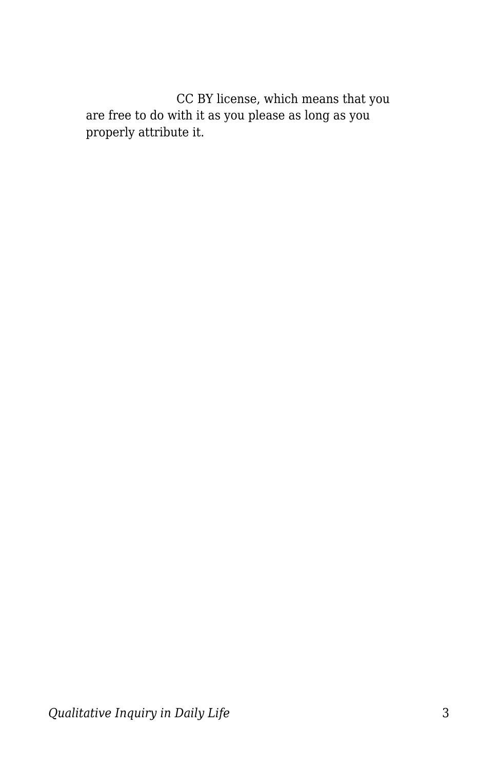CC BY license, which means that you are free to do with it as you please as long as you properly attribute it.